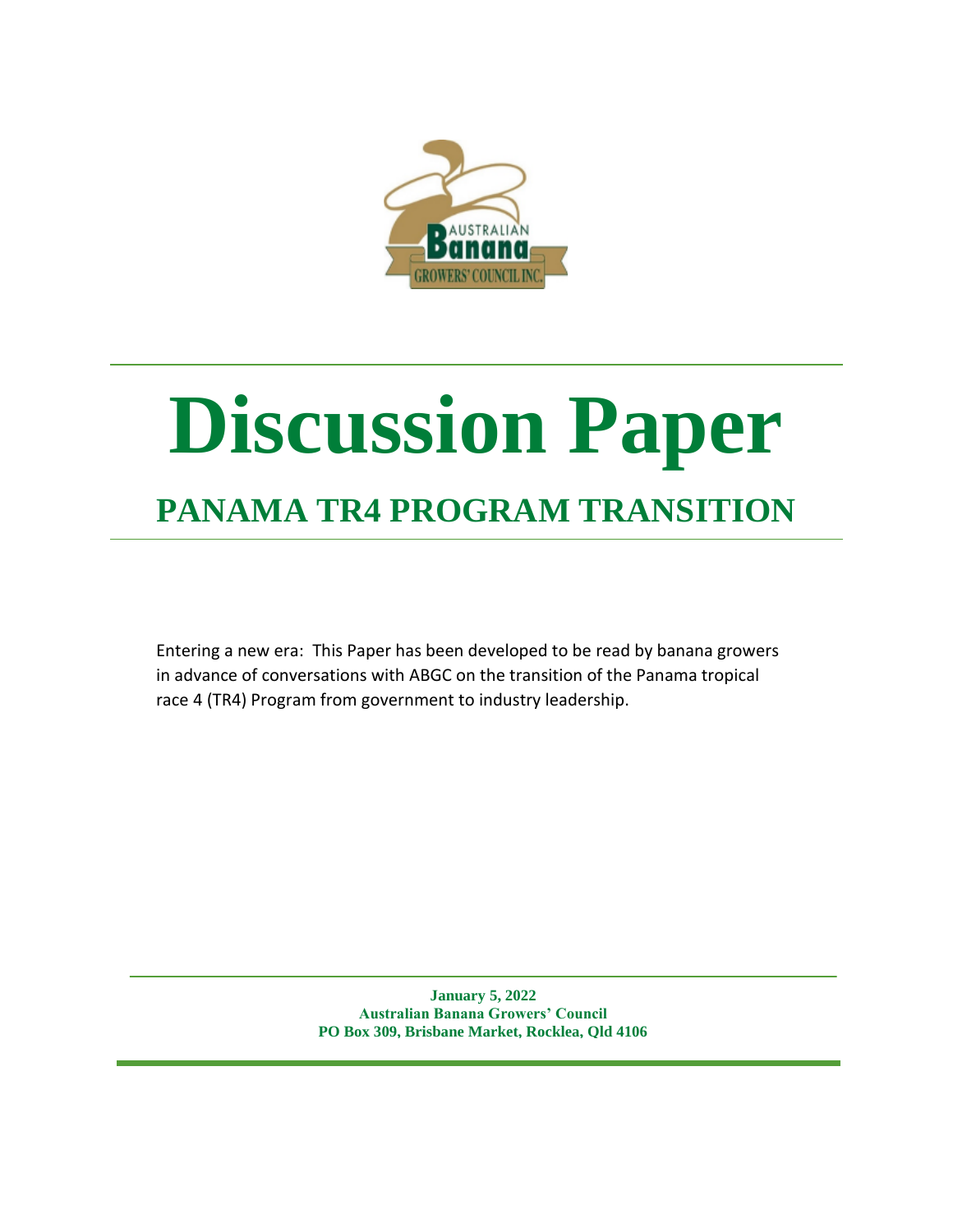# Discussion Paper

## PANAMA TR4 PROGRAM TRANSITION

Entering a new era: This Paper has been developed to be read by banana growers in advance of conversations with ABGC on the transition of the Panama tropical race 4 (TR4) Program from government to industry leadership.

**January 5, 2022**
**Australian Banana Growers' Council**
**PO Box 309, Brisbane Market, Rocklea, Qld 4106**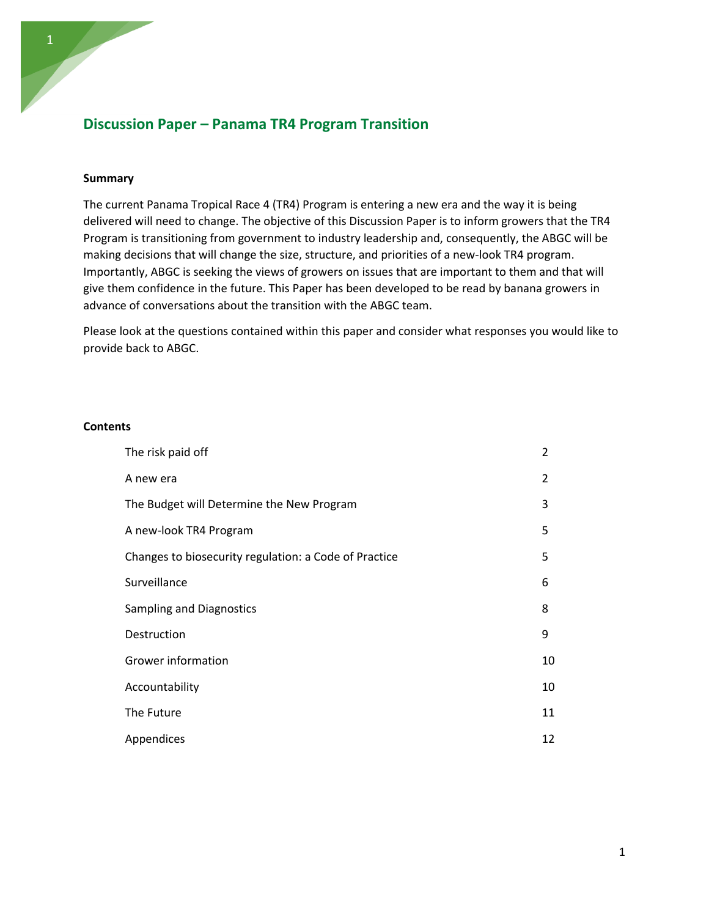# Discussion Paper – Panama TR4 Program Transition

**Summary**

The current Panama Tropical Race 4 (TR4) Program is entering a new era and the way it is being delivered will need to change. The objective of this Discussion Paper is to inform growers that the TR4 Program is transitioning from government to industry leadership and, consequently, the ABGC will be making decisions that will change the size, structure, and priorities of a new-look TR4 program. Importantly, ABGC is seeking the views of growers on issues that are important to them and that will give them confidence in the future. This Paper has been developed to be read by banana growers in advance of conversations about the transition with the ABGC team.

Please look at the questions contained within this paper and consider what responses you would like to provide back to ABGC.

**Contents**

| | |
|---|---|
| The risk paid off | 2 |
| A new era | 2 |
| The Budget will Determine the New Program | 3 |
| A new-look TR4 Program | 5 |
| Changes to biosecurity regulation: a Code of Practice | 5 |
| Surveillance | 6 |
| Sampling and Diagnostics | 8 |
| Destruction | 9 |
| Grower information | 10 |
| Accountability | 10 |
| The Future | 11 |
| Appendices | 12 |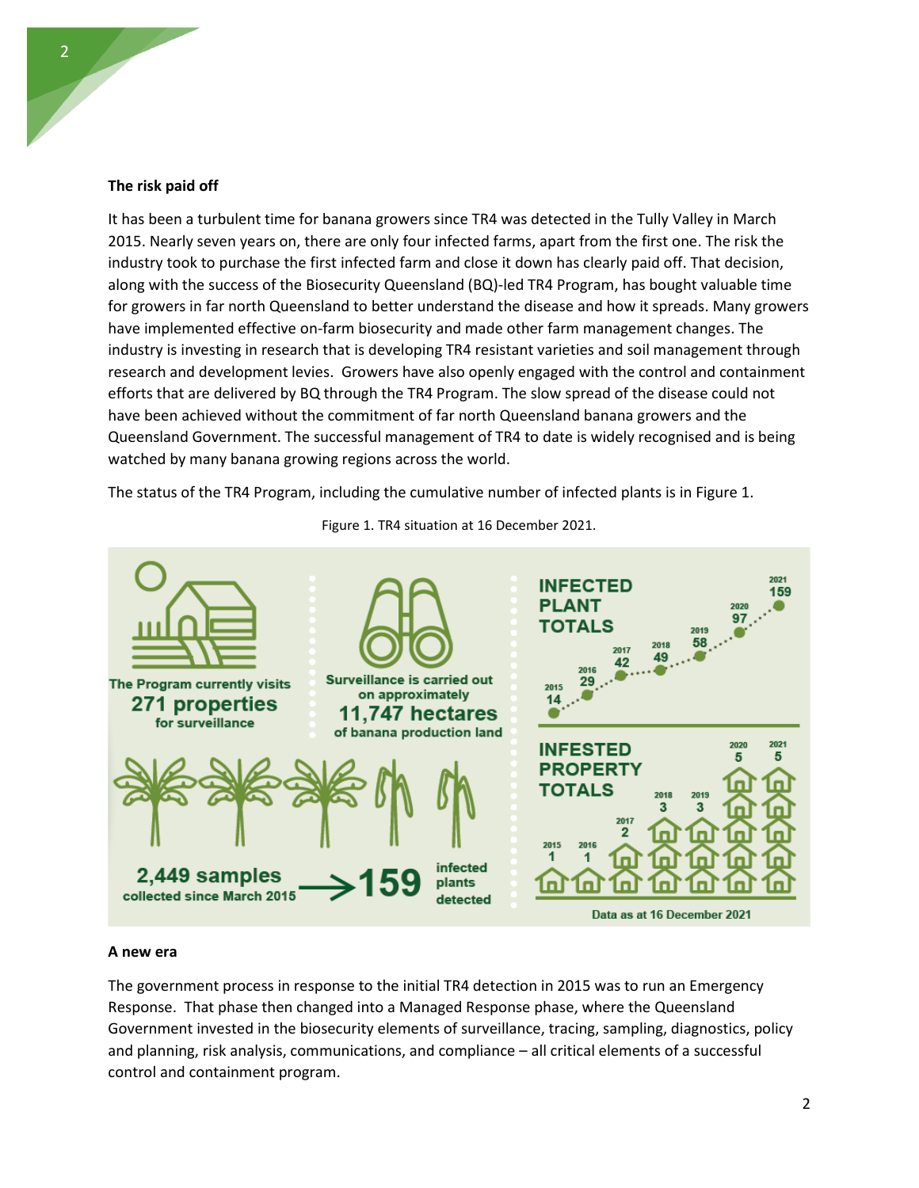**The risk paid off**

It has been a turbulent time for banana growers since TR4 was detected in the Tully Valley in March 2015. Nearly seven years on, there are only four infected farms, apart from the first one. The risk the industry took to purchase the first infected farm and close it down has clearly paid off. That decision, along with the success of the Biosecurity Queensland (BQ)-led TR4 Program, has bought valuable time for growers in far north Queensland to better understand the disease and how it spreads. Many growers have implemented effective on-farm biosecurity and made other farm management changes. The industry is investing in research that is developing TR4 resistant varieties and soil management through research and development levies. Growers have also openly engaged with the control and containment efforts that are delivered by BQ through the TR4 Program. The slow spread of the disease could not have been achieved without the commitment of far north Queensland banana growers and the Queensland Government. The successful management of TR4 to date is widely recognised and is being watched by many banana growing regions across the world.

The status of the TR4 Program, including the cumulative number of infected plants is in Figure 1.

Figure 1. TR4 situation at 16 December 2021.

The Program currently visits **271 properties** for surveillance

Surveillance is carried out on approximately **11,747 hectares** of banana production land

**INFECTED PLANT TOTALS**

| 2015 | 2016 | 2017 | 2018 | 2019 | 2020 | 2021 |
|---|---|---|---|---|---|---|
| 14 | 29 | 42 | 49 | 58 | 97 | 159 |

**2,449 samples** collected since March 2015 → **159** infected plants detected

**INFESTED PROPERTY TOTALS**

| 2015 | 2016 | 2017 | 2018 | 2019 | 2020 | 2021 |
|---|---|---|---|---|---|---|
| 1 | 1 | 2 | 3 | 3 | 5 | 5 |

Data as at 16 December 2021

**A new era**

The government process in response to the initial TR4 detection in 2015 was to run an Emergency Response. That phase then changed into a Managed Response phase, where the Queensland Government invested in the biosecurity elements of surveillance, tracing, sampling, diagnostics, policy and planning, risk analysis, communications, and compliance – all critical elements of a successful control and containment program.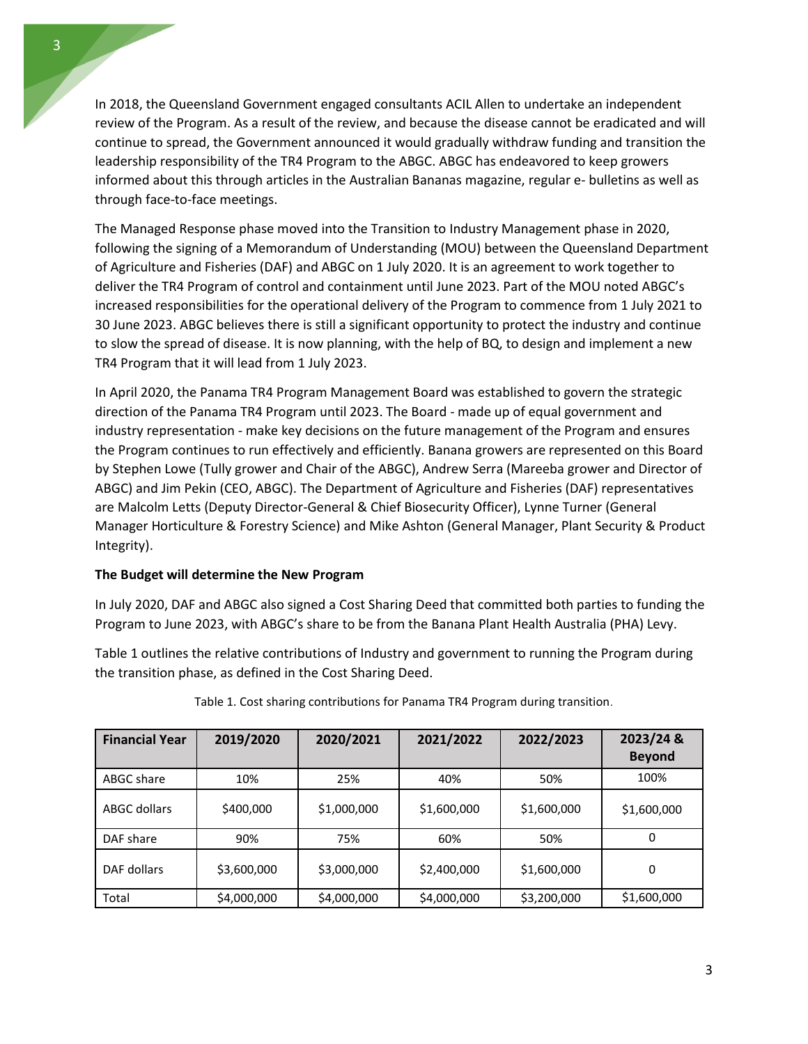In 2018, the Queensland Government engaged consultants ACIL Allen to undertake an independent review of the Program. As a result of the review, and because the disease cannot be eradicated and will continue to spread, the Government announced it would gradually withdraw funding and transition the leadership responsibility of the TR4 Program to the ABGC. ABGC has endeavored to keep growers informed about this through articles in the Australian Bananas magazine, regular e- bulletins as well as through face-to-face meetings.

The Managed Response phase moved into the Transition to Industry Management phase in 2020, following the signing of a Memorandum of Understanding (MOU) between the Queensland Department of Agriculture and Fisheries (DAF) and ABGC on 1 July 2020. It is an agreement to work together to deliver the TR4 Program of control and containment until June 2023. Part of the MOU noted ABGC's increased responsibilities for the operational delivery of the Program to commence from 1 July 2021 to 30 June 2023. ABGC believes there is still a significant opportunity to protect the industry and continue to slow the spread of disease. It is now planning, with the help of BQ, to design and implement a new TR4 Program that it will lead from 1 July 2023.

In April 2020, the Panama TR4 Program Management Board was established to govern the strategic direction of the Panama TR4 Program until 2023. The Board - made up of equal government and industry representation - make key decisions on the future management of the Program and ensures the Program continues to run effectively and efficiently. Banana growers are represented on this Board by Stephen Lowe (Tully grower and Chair of the ABGC), Andrew Serra (Mareeba grower and Director of ABGC) and Jim Pekin (CEO, ABGC). The Department of Agriculture and Fisheries (DAF) representatives are Malcolm Letts (Deputy Director-General & Chief Biosecurity Officer), Lynne Turner (General Manager Horticulture & Forestry Science) and Mike Ashton (General Manager, Plant Security & Product Integrity).

**The Budget will determine the New Program**

In July 2020, DAF and ABGC also signed a Cost Sharing Deed that committed both parties to funding the Program to June 2023, with ABGC's share to be from the Banana Plant Health Australia (PHA) Levy.

Table 1 outlines the relative contributions of Industry and government to running the Program during the transition phase, as defined in the Cost Sharing Deed.

Table 1. Cost sharing contributions for Panama TR4 Program during transition.

| Financial Year | 2019/2020 | 2020/2021 | 2021/2022 | 2022/2023 | 2023/24 & Beyond |
|---|---|---|---|---|---|
| ABGC share | 10% | 25% | 40% | 50% | 100% |
| ABGC dollars | $400,000 | $1,000,000 | $1,600,000 | $1,600,000 | $1,600,000 |
| DAF share | 90% | 75% | 60% | 50% | 0 |
| DAF dollars | $3,600,000 | $3,000,000 | $2,400,000 | $1,600,000 | 0 |
| Total | $4,000,000 | $4,000,000 | $4,000,000 | $3,200,000 | $1,600,000 |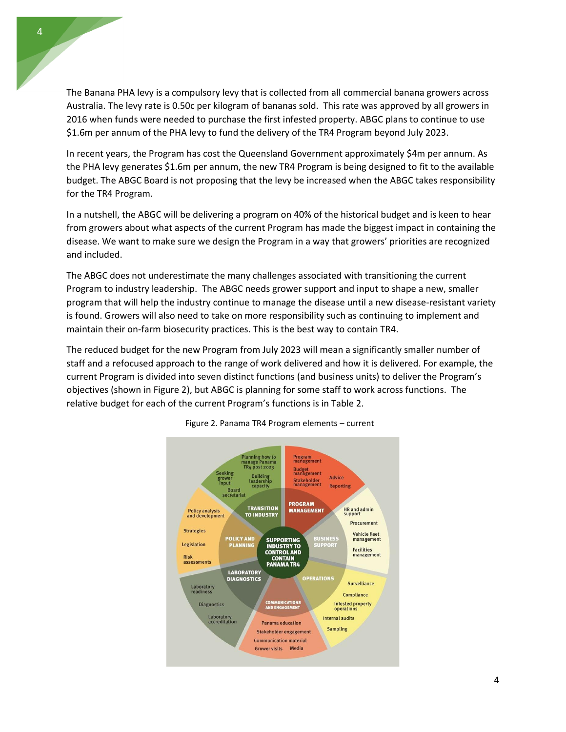The Banana PHA levy is a compulsory levy that is collected from all commercial banana growers across Australia. The levy rate is 0.50c per kilogram of bananas sold. This rate was approved by all growers in 2016 when funds were needed to purchase the first infested property. ABGC plans to continue to use $1.6m per annum of the PHA levy to fund the delivery of the TR4 Program beyond July 2023.

In recent years, the Program has cost the Queensland Government approximately $4m per annum. As the PHA levy generates $1.6m per annum, the new TR4 Program is being designed to fit to the available budget. The ABGC Board is not proposing that the levy be increased when the ABGC takes responsibility for the TR4 Program.

In a nutshell, the ABGC will be delivering a program on 40% of the historical budget and is keen to hear from growers about what aspects of the current Program has made the biggest impact in containing the disease. We want to make sure we design the Program in a way that growers' priorities are recognized and included.

The ABGC does not underestimate the many challenges associated with transitioning the current Program to industry leadership. The ABGC needs grower support and input to shape a new, smaller program that will help the industry continue to manage the disease until a new disease-resistant variety is found. Growers will also need to take on more responsibility such as continuing to implement and maintain their on-farm biosecurity practices. This is the best way to contain TR4.

The reduced budget for the new Program from July 2023 will mean a significantly smaller number of staff and a refocused approach to the range of work delivered and how it is delivered. For example, the current Program is divided into seven distinct functions (and business units) to deliver the Program's objectives (shown in Figure 2), but ABGC is planning for some staff to work across functions. The relative budget for each of the current Program's functions is in Table 2.

Figure 2. Panama TR4 Program elements – current

SUPPORTING INDUSTRY TO CONTROL AND CONTAIN PANAMA TR4

- **TRANSITION TO INDUSTRY**: Planning how to manage Panama TR4 post 2023; Seeking grower input; Building leadership capacity; Board secretariat
- **PROGRAM MANAGEMENT**: Program management; Budget management; Stakeholder management; Advice; Reporting
- **BUSINESS SUPPORT**: HR and admin support; Procurement; Vehicle fleet management; Facilities management
- **OPERATIONS**: Surveillance; Compliance; Infested property operations; Internal audits; Sampling
- **COMMUNICATIONS AND ENGAGEMENT**: Panama education; Stakeholder engagement; Communication material; Grower visits; Media
- **LABORATORY DIAGNOSTICS**: Laboratory readiness; Diagnostics; Laboratory accreditation
- **POLICY AND PLANNING**: Policy analysis and development; Strategies; Legislation; Risk assessments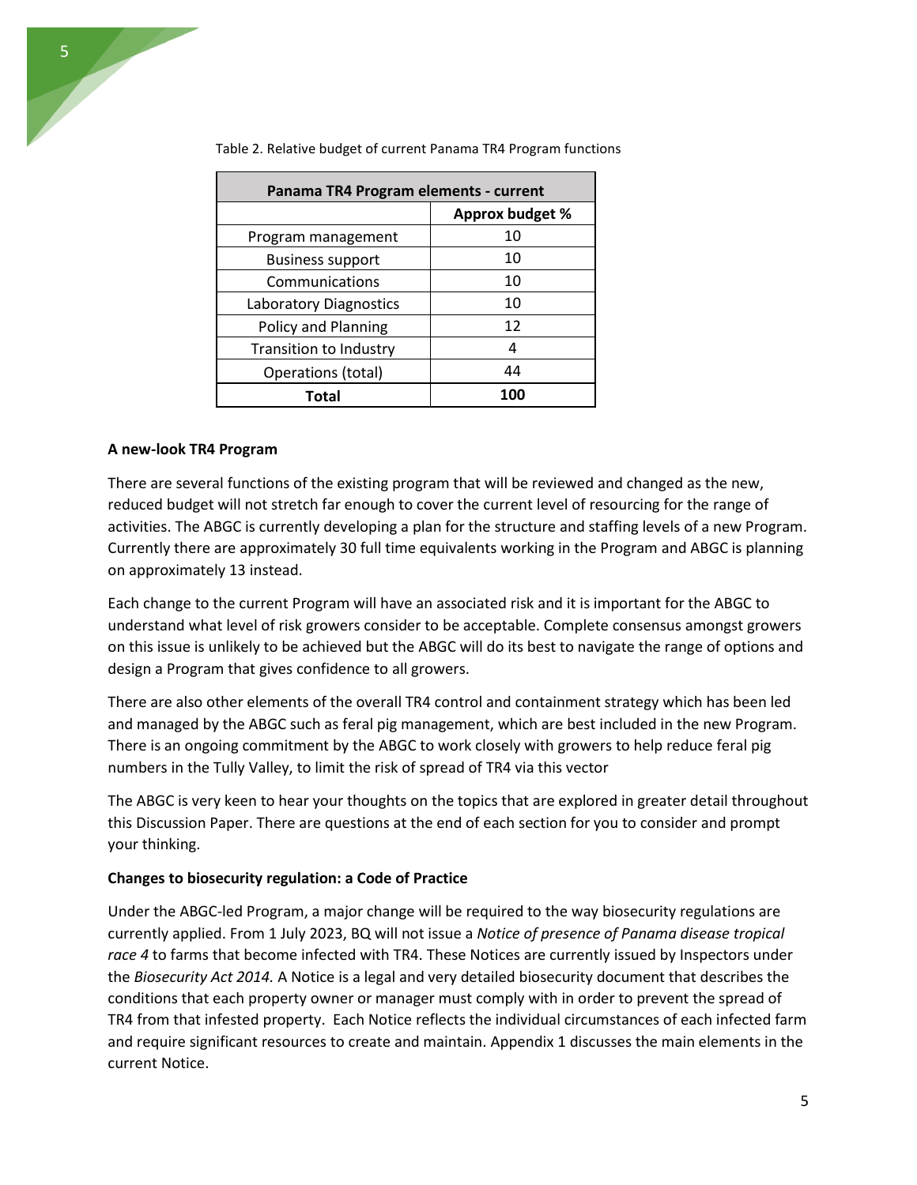Table 2. Relative budget of current Panama TR4 Program functions

| Panama TR4 Program elements - current | |
|---|---|
| | **Approx budget %** |
| Program management | 10 |
| Business support | 10 |
| Communications | 10 |
| Laboratory Diagnostics | 10 |
| Policy and Planning | 12 |
| Transition to Industry | 4 |
| Operations (total) | 44 |
| **Total** | **100** |

**A new-look TR4 Program**

There are several functions of the existing program that will be reviewed and changed as the new, reduced budget will not stretch far enough to cover the current level of resourcing for the range of activities. The ABGC is currently developing a plan for the structure and staffing levels of a new Program. Currently there are approximately 30 full time equivalents working in the Program and ABGC is planning on approximately 13 instead.

Each change to the current Program will have an associated risk and it is important for the ABGC to understand what level of risk growers consider to be acceptable. Complete consensus amongst growers on this issue is unlikely to be achieved but the ABGC will do its best to navigate the range of options and design a Program that gives confidence to all growers.

There are also other elements of the overall TR4 control and containment strategy which has been led and managed by the ABGC such as feral pig management, which are best included in the new Program. There is an ongoing commitment by the ABGC to work closely with growers to help reduce feral pig numbers in the Tully Valley, to limit the risk of spread of TR4 via this vector

The ABGC is very keen to hear your thoughts on the topics that are explored in greater detail throughout this Discussion Paper. There are questions at the end of each section for you to consider and prompt your thinking.

**Changes to biosecurity regulation: a Code of Practice**

Under the ABGC-led Program, a major change will be required to the way biosecurity regulations are currently applied. From 1 July 2023, BQ will not issue a *Notice of presence of Panama disease tropical race 4* to farms that become infected with TR4. These Notices are currently issued by Inspectors under the *Biosecurity Act 2014.* A Notice is a legal and very detailed biosecurity document that describes the conditions that each property owner or manager must comply with in order to prevent the spread of TR4 from that infested property. Each Notice reflects the individual circumstances of each infected farm and require significant resources to create and maintain. Appendix 1 discusses the main elements in the current Notice.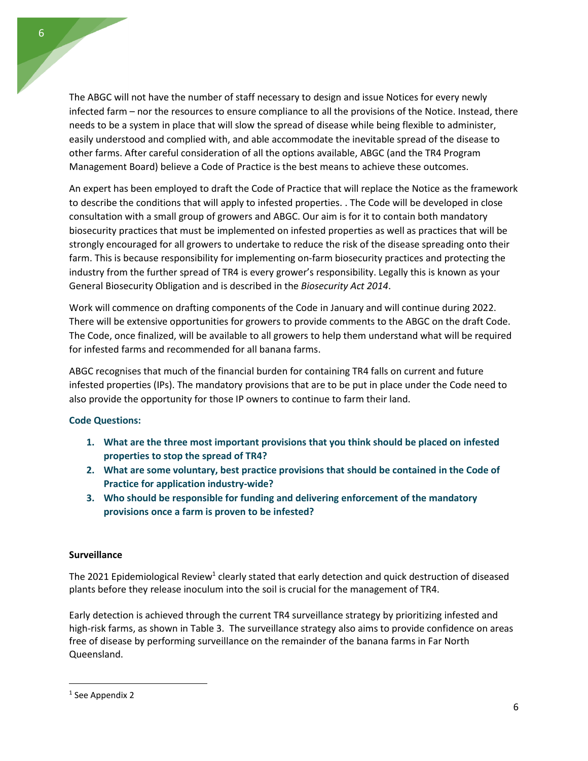The ABGC will not have the number of staff necessary to design and issue Notices for every newly infected farm – nor the resources to ensure compliance to all the provisions of the Notice. Instead, there needs to be a system in place that will slow the spread of disease while being flexible to administer, easily understood and complied with, and able accommodate the inevitable spread of the disease to other farms. After careful consideration of all the options available, ABGC (and the TR4 Program Management Board) believe a Code of Practice is the best means to achieve these outcomes.

An expert has been employed to draft the Code of Practice that will replace the Notice as the framework to describe the conditions that will apply to infested properties. . The Code will be developed in close consultation with a small group of growers and ABGC. Our aim is for it to contain both mandatory biosecurity practices that must be implemented on infested properties as well as practices that will be strongly encouraged for all growers to undertake to reduce the risk of the disease spreading onto their farm. This is because responsibility for implementing on-farm biosecurity practices and protecting the industry from the further spread of TR4 is every grower's responsibility. Legally this is known as your General Biosecurity Obligation and is described in the *Biosecurity Act 2014*.

Work will commence on drafting components of the Code in January and will continue during 2022. There will be extensive opportunities for growers to provide comments to the ABGC on the draft Code. The Code, once finalized, will be available to all growers to help them understand what will be required for infested farms and recommended for all banana farms.

ABGC recognises that much of the financial burden for containing TR4 falls on current and future infested properties (IPs). The mandatory provisions that are to be put in place under the Code need to also provide the opportunity for those IP owners to continue to farm their land.

**Code Questions:**

1. **What are the three most important provisions that you think should be placed on infested properties to stop the spread of TR4?**
2. **What are some voluntary, best practice provisions that should be contained in the Code of Practice for application industry-wide?**
3. **Who should be responsible for funding and delivering enforcement of the mandatory provisions once a farm is proven to be infested?**

**Surveillance**

The 2021 Epidemiological Review[1] clearly stated that early detection and quick destruction of diseased plants before they release inoculum into the soil is crucial for the management of TR4.

Early detection is achieved through the current TR4 surveillance strategy by prioritizing infested and high-risk farms, as shown in Table 3. The surveillance strategy also aims to provide confidence on areas free of disease by performing surveillance on the remainder of the banana farms in Far North Queensland.

[1] See Appendix 2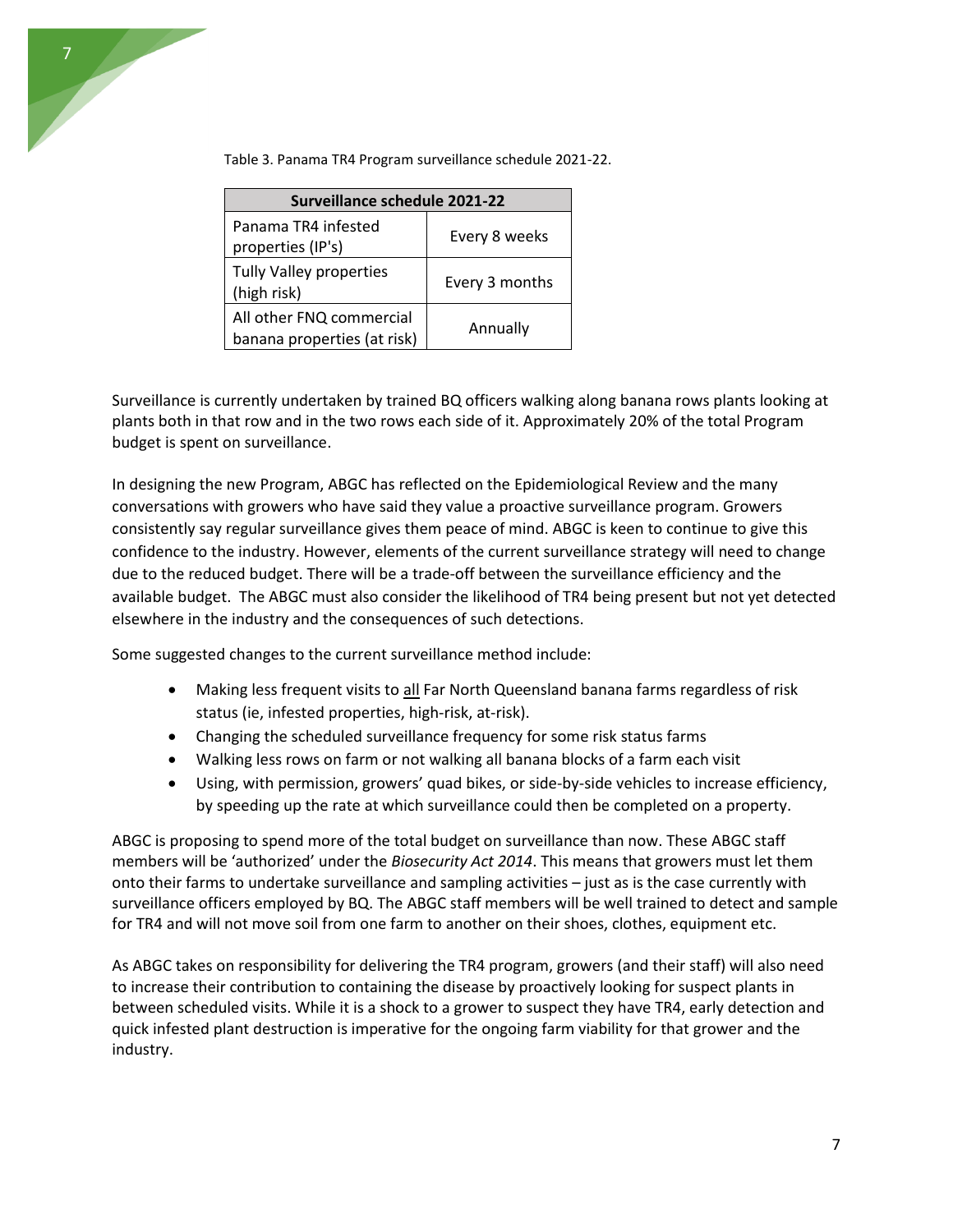Table 3. Panama TR4 Program surveillance schedule 2021-22.

| Surveillance schedule 2021-22 | |
|---|---|
| Panama TR4 infested properties (IP's) | Every 8 weeks |
| Tully Valley properties (high risk) | Every 3 months |
| All other FNQ commercial banana properties (at risk) | Annually |

Surveillance is currently undertaken by trained BQ officers walking along banana rows plants looking at plants both in that row and in the two rows each side of it. Approximately 20% of the total Program budget is spent on surveillance.

In designing the new Program, ABGC has reflected on the Epidemiological Review and the many conversations with growers who have said they value a proactive surveillance program. Growers consistently say regular surveillance gives them peace of mind. ABGC is keen to continue to give this confidence to the industry. However, elements of the current surveillance strategy will need to change due to the reduced budget. There will be a trade-off between the surveillance efficiency and the available budget. The ABGC must also consider the likelihood of TR4 being present but not yet detected elsewhere in the industry and the consequences of such detections.

Some suggested changes to the current surveillance method include:

- Making less frequent visits to all Far North Queensland banana farms regardless of risk status (ie, infested properties, high-risk, at-risk).
- Changing the scheduled surveillance frequency for some risk status farms
- Walking less rows on farm or not walking all banana blocks of a farm each visit
- Using, with permission, growers' quad bikes, or side-by-side vehicles to increase efficiency, by speeding up the rate at which surveillance could then be completed on a property.

ABGC is proposing to spend more of the total budget on surveillance than now. These ABGC staff members will be 'authorized' under the *Biosecurity Act 2014*. This means that growers must let them onto their farms to undertake surveillance and sampling activities – just as is the case currently with surveillance officers employed by BQ. The ABGC staff members will be well trained to detect and sample for TR4 and will not move soil from one farm to another on their shoes, clothes, equipment etc.

As ABGC takes on responsibility for delivering the TR4 program, growers (and their staff) will also need to increase their contribution to containing the disease by proactively looking for suspect plants in between scheduled visits. While it is a shock to a grower to suspect they have TR4, early detection and quick infested plant destruction is imperative for the ongoing farm viability for that grower and the industry.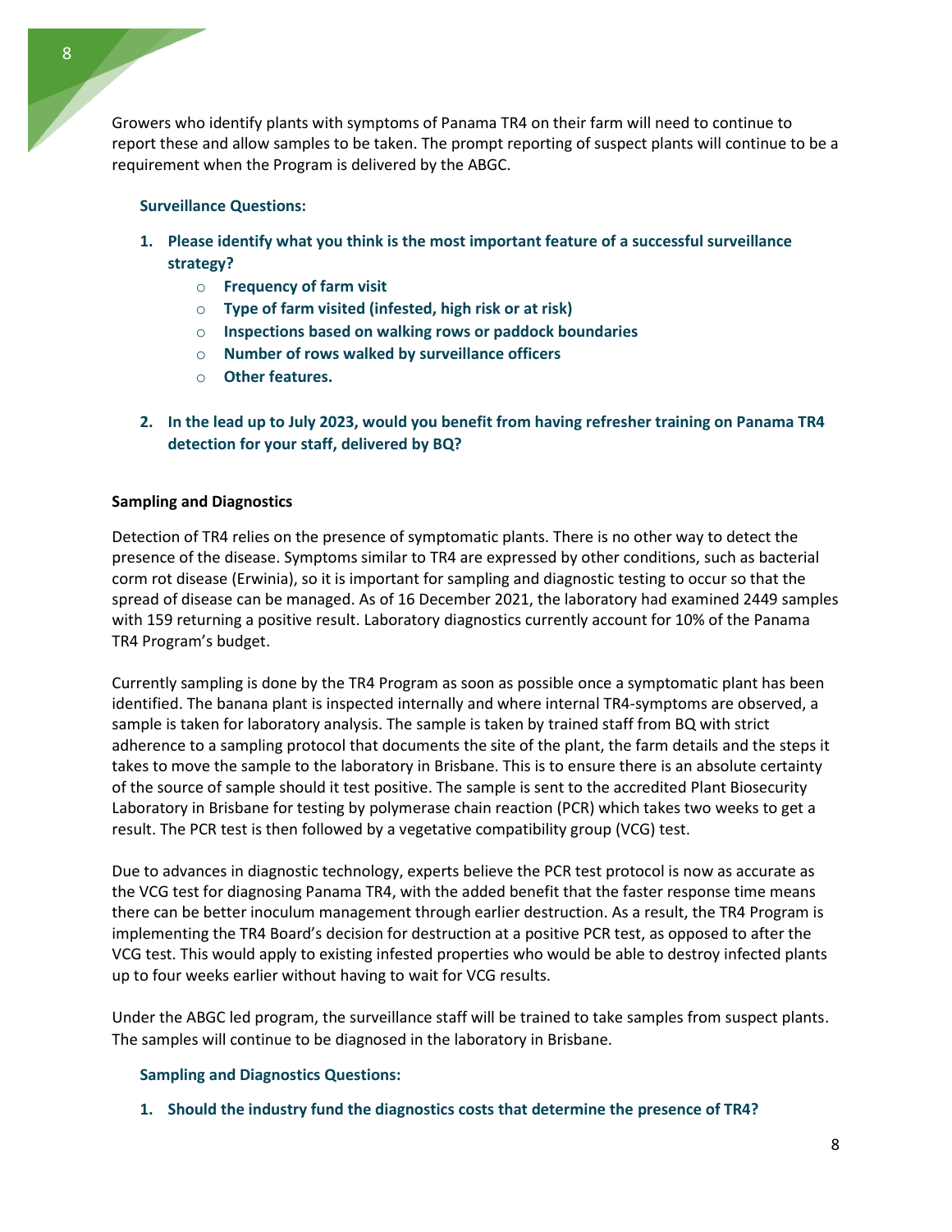Growers who identify plants with symptoms of Panama TR4 on their farm will need to continue to report these and allow samples to be taken. The prompt reporting of suspect plants will continue to be a requirement when the Program is delivered by the ABGC.

**Surveillance Questions:**

1. **Please identify what you think is the most important feature of a successful surveillance strategy?**
   - **Frequency of farm visit**
   - **Type of farm visited (infested, high risk or at risk)**
   - **Inspections based on walking rows or paddock boundaries**
   - **Number of rows walked by surveillance officers**
   - **Other features.**

2. **In the lead up to July 2023, would you benefit from having refresher training on Panama TR4 detection for your staff, delivered by BQ?**

### Sampling and Diagnostics

Detection of TR4 relies on the presence of symptomatic plants. There is no other way to detect the presence of the disease. Symptoms similar to TR4 are expressed by other conditions, such as bacterial corm rot disease (Erwinia), so it is important for sampling and diagnostic testing to occur so that the spread of disease can be managed. As of 16 December 2021, the laboratory had examined 2449 samples with 159 returning a positive result. Laboratory diagnostics currently account for 10% of the Panama TR4 Program's budget.

Currently sampling is done by the TR4 Program as soon as possible once a symptomatic plant has been identified. The banana plant is inspected internally and where internal TR4-symptoms are observed, a sample is taken for laboratory analysis. The sample is taken by trained staff from BQ with strict adherence to a sampling protocol that documents the site of the plant, the farm details and the steps it takes to move the sample to the laboratory in Brisbane. This is to ensure there is an absolute certainty of the source of sample should it test positive. The sample is sent to the accredited Plant Biosecurity Laboratory in Brisbane for testing by polymerase chain reaction (PCR) which takes two weeks to get a result. The PCR test is then followed by a vegetative compatibility group (VCG) test.

Due to advances in diagnostic technology, experts believe the PCR test protocol is now as accurate as the VCG test for diagnosing Panama TR4, with the added benefit that the faster response time means there can be better inoculum management through earlier destruction. As a result, the TR4 Program is implementing the TR4 Board's decision for destruction at a positive PCR test, as opposed to after the VCG test. This would apply to existing infested properties who would be able to destroy infected plants up to four weeks earlier without having to wait for VCG results.

Under the ABGC led program, the surveillance staff will be trained to take samples from suspect plants. The samples will continue to be diagnosed in the laboratory in Brisbane.

**Sampling and Diagnostics Questions:**

1. **Should the industry fund the diagnostics costs that determine the presence of TR4?**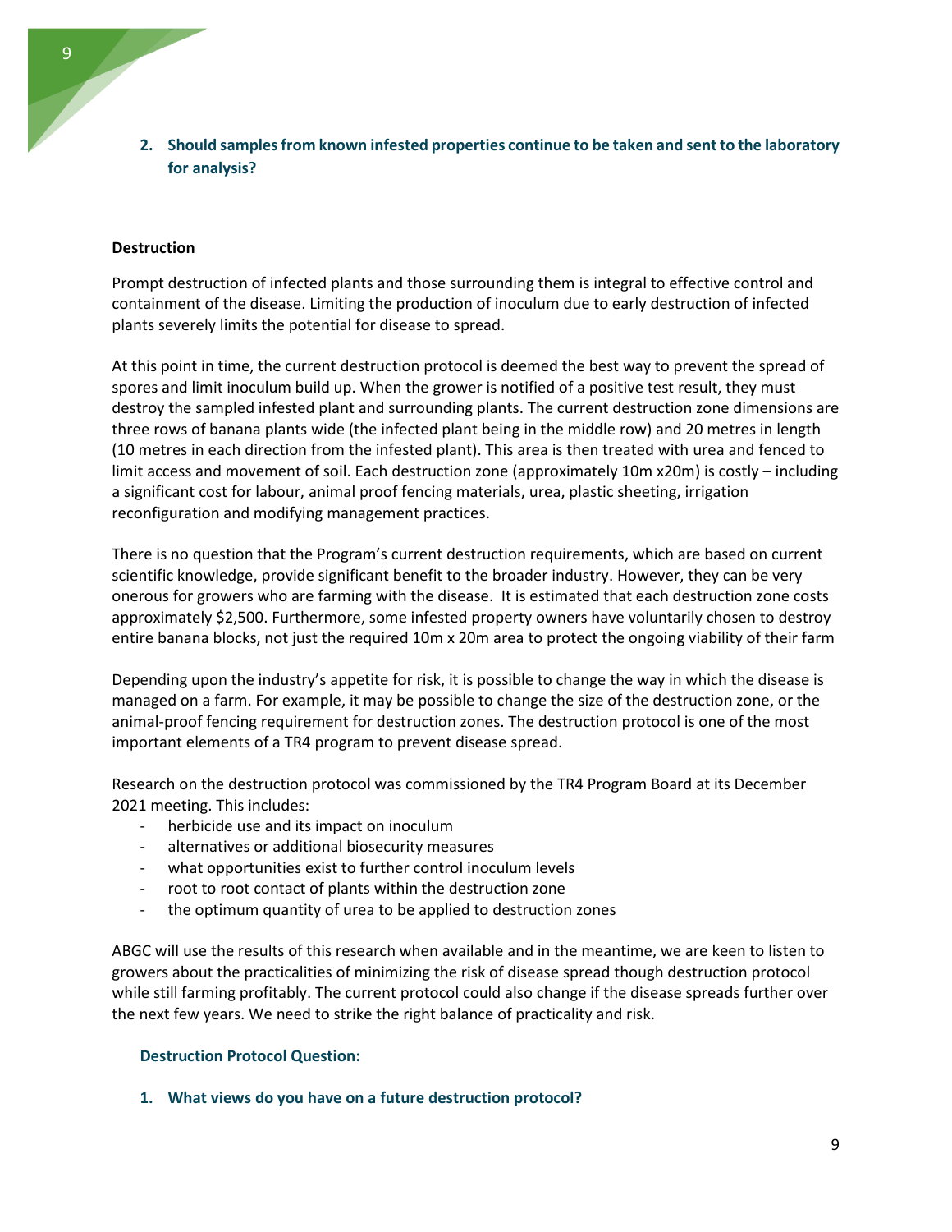2. **Should samples from known infested properties continue to be taken and sent to the laboratory for analysis?**

**Destruction**

Prompt destruction of infected plants and those surrounding them is integral to effective control and containment of the disease. Limiting the production of inoculum due to early destruction of infected plants severely limits the potential for disease to spread.

At this point in time, the current destruction protocol is deemed the best way to prevent the spread of spores and limit inoculum build up. When the grower is notified of a positive test result, they must destroy the sampled infested plant and surrounding plants. The current destruction zone dimensions are three rows of banana plants wide (the infected plant being in the middle row) and 20 metres in length (10 metres in each direction from the infested plant). This area is then treated with urea and fenced to limit access and movement of soil. Each destruction zone (approximately 10m x20m) is costly – including a significant cost for labour, animal proof fencing materials, urea, plastic sheeting, irrigation reconfiguration and modifying management practices.

There is no question that the Program's current destruction requirements, which are based on current scientific knowledge, provide significant benefit to the broader industry. However, they can be very onerous for growers who are farming with the disease. It is estimated that each destruction zone costs approximately $2,500. Furthermore, some infested property owners have voluntarily chosen to destroy entire banana blocks, not just the required 10m x 20m area to protect the ongoing viability of their farm

Depending upon the industry's appetite for risk, it is possible to change the way in which the disease is managed on a farm. For example, it may be possible to change the size of the destruction zone, or the animal-proof fencing requirement for destruction zones. The destruction protocol is one of the most important elements of a TR4 program to prevent disease spread.

Research on the destruction protocol was commissioned by the TR4 Program Board at its December 2021 meeting. This includes:

- herbicide use and its impact on inoculum
- alternatives or additional biosecurity measures
- what opportunities exist to further control inoculum levels
- root to root contact of plants within the destruction zone
- the optimum quantity of urea to be applied to destruction zones

ABGC will use the results of this research when available and in the meantime, we are keen to listen to growers about the practicalities of minimizing the risk of disease spread though destruction protocol while still farming profitably. The current protocol could also change if the disease spreads further over the next few years. We need to strike the right balance of practicality and risk.

**Destruction Protocol Question:**

1. **What views do you have on a future destruction protocol?**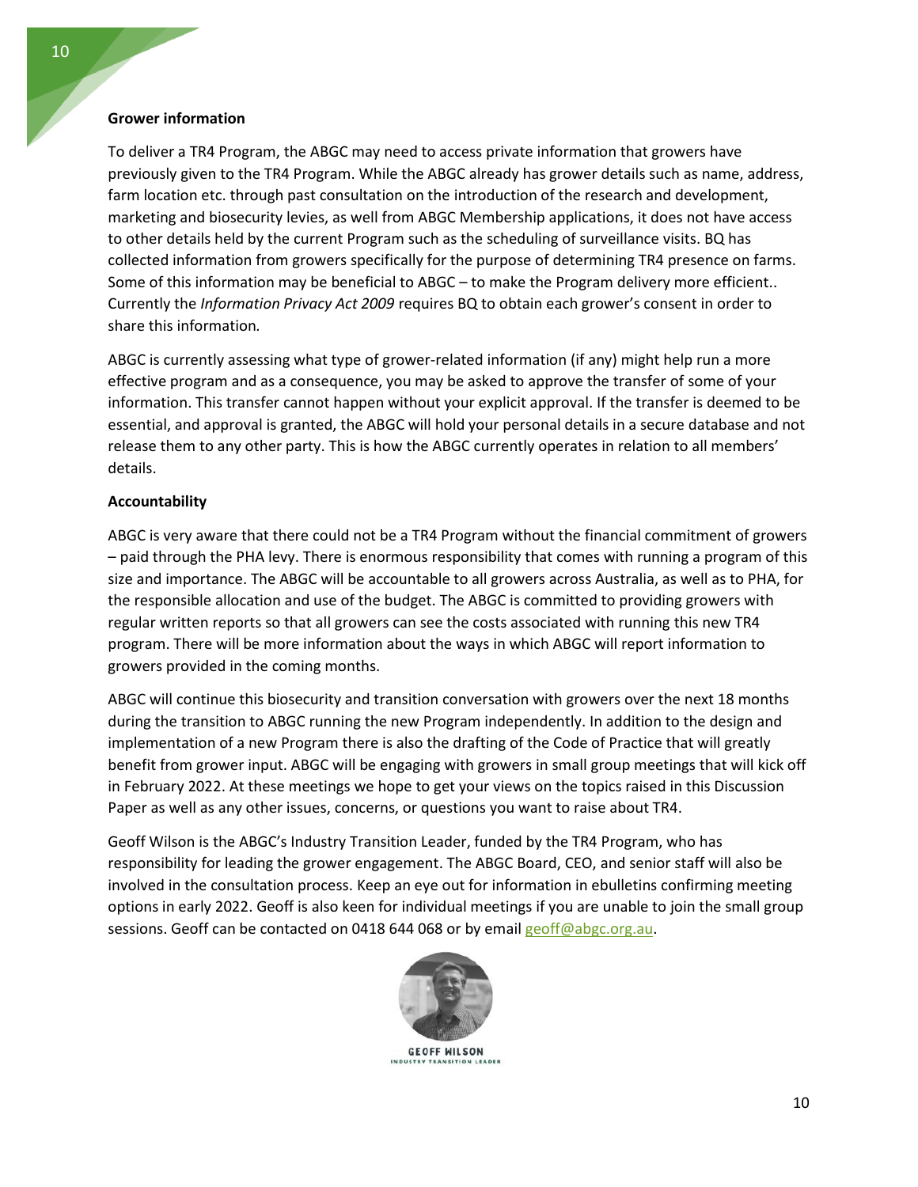**Grower information**

To deliver a TR4 Program, the ABGC may need to access private information that growers have previously given to the TR4 Program. While the ABGC already has grower details such as name, address, farm location etc. through past consultation on the introduction of the research and development, marketing and biosecurity levies, as well from ABGC Membership applications, it does not have access to other details held by the current Program such as the scheduling of surveillance visits. BQ has collected information from growers specifically for the purpose of determining TR4 presence on farms. Some of this information may be beneficial to ABGC – to make the Program delivery more efficient.. Currently the *Information Privacy Act 2009* requires BQ to obtain each grower's consent in order to share this information*.*

ABGC is currently assessing what type of grower-related information (if any) might help run a more effective program and as a consequence, you may be asked to approve the transfer of some of your information. This transfer cannot happen without your explicit approval. If the transfer is deemed to be essential, and approval is granted, the ABGC will hold your personal details in a secure database and not release them to any other party. This is how the ABGC currently operates in relation to all members' details.

**Accountability**

ABGC is very aware that there could not be a TR4 Program without the financial commitment of growers – paid through the PHA levy. There is enormous responsibility that comes with running a program of this size and importance. The ABGC will be accountable to all growers across Australia, as well as to PHA, for the responsible allocation and use of the budget. The ABGC is committed to providing growers with regular written reports so that all growers can see the costs associated with running this new TR4 program. There will be more information about the ways in which ABGC will report information to growers provided in the coming months.

ABGC will continue this biosecurity and transition conversation with growers over the next 18 months during the transition to ABGC running the new Program independently. In addition to the design and implementation of a new Program there is also the drafting of the Code of Practice that will greatly benefit from grower input. ABGC will be engaging with growers in small group meetings that will kick off in February 2022. At these meetings we hope to get your views on the topics raised in this Discussion Paper as well as any other issues, concerns, or questions you want to raise about TR4.

Geoff Wilson is the ABGC's Industry Transition Leader, funded by the TR4 Program, who has responsibility for leading the grower engagement. The ABGC Board, CEO, and senior staff will also be involved in the consultation process. Keep an eye out for information in ebulletins confirming meeting options in early 2022. Geoff is also keen for individual meetings if you are unable to join the small group sessions. Geoff can be contacted on 0418 644 068 or by email geoff@abgc.org.au.

GEOFF WILSON
INDUSTRY TRANSITION LEADER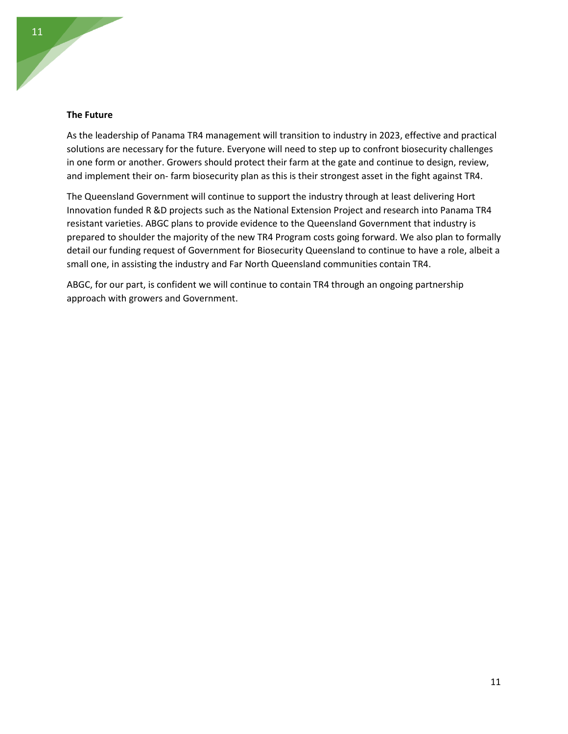**The Future**

As the leadership of Panama TR4 management will transition to industry in 2023, effective and practical solutions are necessary for the future. Everyone will need to step up to confront biosecurity challenges in one form or another. Growers should protect their farm at the gate and continue to design, review, and implement their on- farm biosecurity plan as this is their strongest asset in the fight against TR4.

The Queensland Government will continue to support the industry through at least delivering Hort Innovation funded R &D projects such as the National Extension Project and research into Panama TR4 resistant varieties. ABGC plans to provide evidence to the Queensland Government that industry is prepared to shoulder the majority of the new TR4 Program costs going forward. We also plan to formally detail our funding request of Government for Biosecurity Queensland to continue to have a role, albeit a small one, in assisting the industry and Far North Queensland communities contain TR4.

ABGC, for our part, is confident we will continue to contain TR4 through an ongoing partnership approach with growers and Government.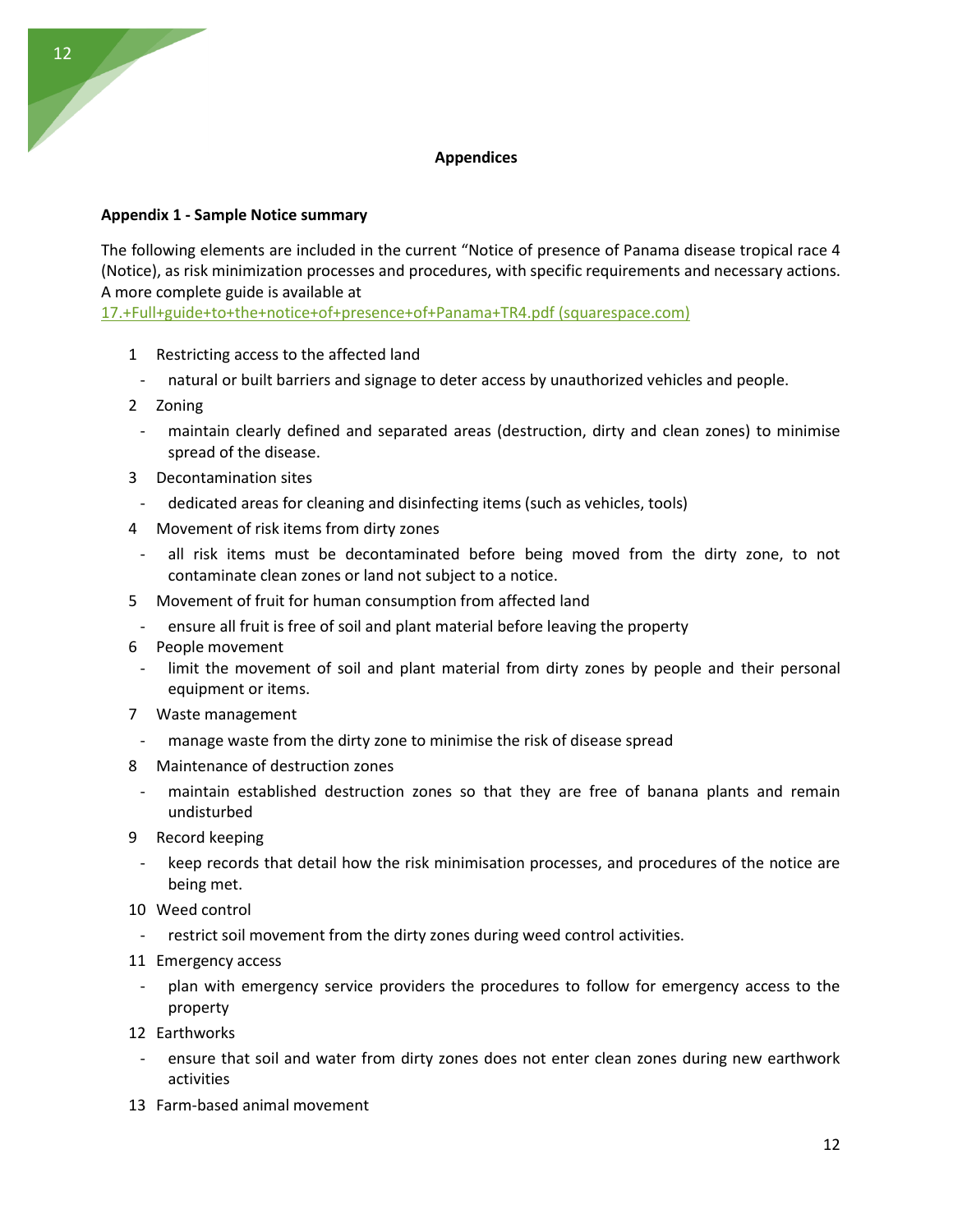## Appendices

### Appendix 1 - Sample Notice summary

The following elements are included in the current "Notice of presence of Panama disease tropical race 4 (Notice), as risk minimization processes and procedures, with specific requirements and necessary actions. A more complete guide is available at [17.+Full+guide+to+the+notice+of+presence+of+Panama+TR4.pdf (squarespace.com)]

1 Restricting access to the affected land
   - natural or built barriers and signage to deter access by unauthorized vehicles and people.
2 Zoning
   - maintain clearly defined and separated areas (destruction, dirty and clean zones) to minimise spread of the disease.
3 Decontamination sites
   - dedicated areas for cleaning and disinfecting items (such as vehicles, tools)
4 Movement of risk items from dirty zones
   - all risk items must be decontaminated before being moved from the dirty zone, to not contaminate clean zones or land not subject to a notice.
5 Movement of fruit for human consumption from affected land
   - ensure all fruit is free of soil and plant material before leaving the property
6 People movement
   - limit the movement of soil and plant material from dirty zones by people and their personal equipment or items.
7 Waste management
   - manage waste from the dirty zone to minimise the risk of disease spread
8 Maintenance of destruction zones
   - maintain established destruction zones so that they are free of banana plants and remain undisturbed
9 Record keeping
   - keep records that detail how the risk minimisation processes, and procedures of the notice are being met.
10 Weed control
   - restrict soil movement from the dirty zones during weed control activities.
11 Emergency access
   - plan with emergency service providers the procedures to follow for emergency access to the property
12 Earthworks
   - ensure that soil and water from dirty zones does not enter clean zones during new earthwork activities
13 Farm-based animal movement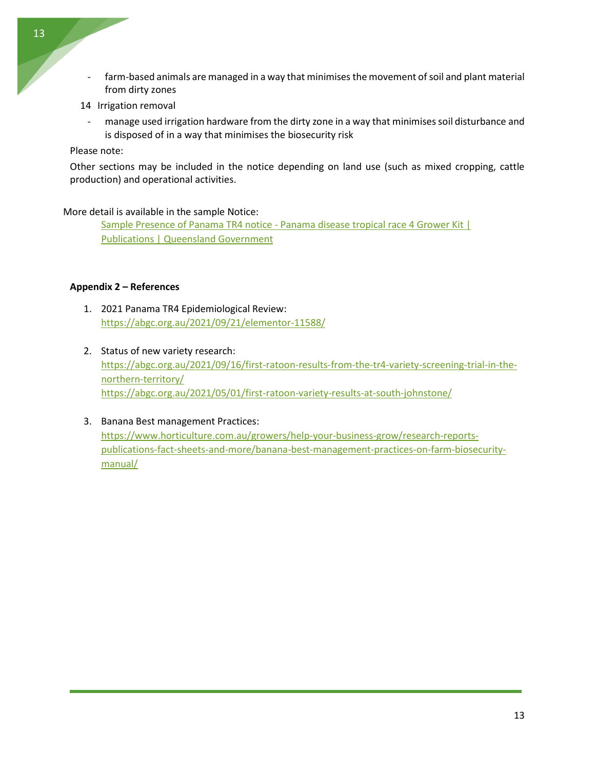- farm-based animals are managed in a way that minimises the movement of soil and plant material from dirty zones

14 Irrigation removal

- manage used irrigation hardware from the dirty zone in a way that minimises soil disturbance and is disposed of in a way that minimises the biosecurity risk

Please note:

Other sections may be included in the notice depending on land use (such as mixed cropping, cattle production) and operational activities.

More detail is available in the sample Notice:

Sample Presence of Panama TR4 notice - Panama disease tropical race 4 Grower Kit | Publications | Queensland Government

**Appendix 2 – References**

1. 2021 Panama TR4 Epidemiological Review: https://abgc.org.au/2021/09/21/elementor-11588/

2. Status of new variety research: https://abgc.org.au/2021/09/16/first-ratoon-results-from-the-tr4-variety-screening-trial-in-the-northern-territory/ https://abgc.org.au/2021/05/01/first-ratoon-variety-results-at-south-johnstone/

3. Banana Best management Practices: https://www.horticulture.com.au/growers/help-your-business-grow/research-reports-publications-fact-sheets-and-more/banana-best-management-practices-on-farm-biosecurity-manual/